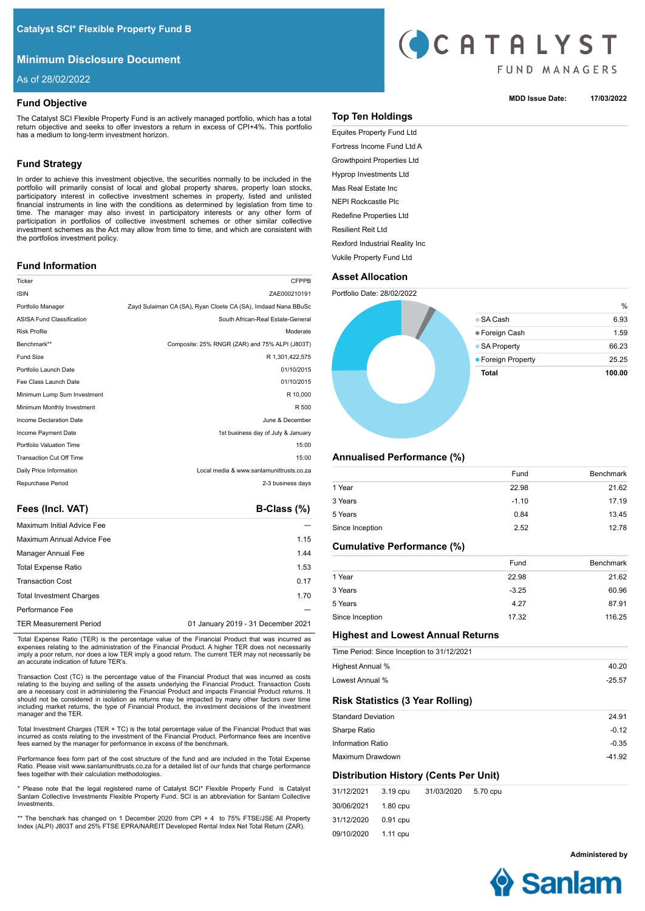# Catalyst SCI* Flexible Property Fund B

## Minimum Disclosure Document

As of 28/02/2022

CATALYST FUND MANAGERS

**MDD Issue Date:** 17/03/2022

## Fund Objective

The Catalyst SCI Flexible Property Fund is an actively managed portfolio, which has a total return objective and seeks to offer investors a return in excess of CPI+4%. This portfolio has a medium to long-term investment horizon.

## Fund Strategy

In order to achieve this investment objective, the securities normally to be included in the portfolio will primarily consist of local and global property shares, property loan stocks, participatory interest in collective investment schemes in property, listed and unlisted financial instruments in line with the conditions as determined by legislation from time to time. The manager may also invest in participatory interests or any other form of participation in portfolios of collective investment schemes or other similar collective investment schemes as the Act may allow from time to time, and which are consistent with the portfolios investment policy.

## Fund Information

| | |
|---|---|
| Ticker | CFPPB |
| ISIN | ZAE000210191 |
| Portfolio Manager | Zayd Sulaiman CA (SA), Ryan Cloete CA (SA), Imdaad Nana BBuSc |
| ASISA Fund Classification | South African-Real Estate-General |
| Risk Profile | Moderate |
| Benchmark** | Composite: 25% RNGR (ZAR) and 75% ALPI (J803T) |
| Fund Size | R 1,301,422,575 |
| Portfolio Launch Date | 01/10/2015 |
| Fee Class Launch Date | 01/10/2015 |
| Minimum Lump Sum Investment | R 10,000 |
| Minimum Monthly Investment | R 500 |
| Income Declaration Date | June & December |
| Income Payment Date | 1st business day of July & January |
| Portfolio Valuation Time | 15:00 |
| Transaction Cut Off Time | 15:00 |
| Daily Price Information | Local media & www.sanlamunittrusts.co.za |
| Repurchase Period | 2-3 business days |

## Fees (Incl. VAT)

| | B-Class (%) |
|---|---|
| Maximum Initial Advice Fee | — |
| Maximum Annual Advice Fee | 1.15 |
| Manager Annual Fee | 1.44 |
| Total Expense Ratio | 1.53 |
| Transaction Cost | 0.17 |
| Total Investment Charges | 1.70 |
| Performance Fee | — |
| TER Measurement Period | 01 January 2019 - 31 December 2021 |

Total Expense Ratio (TER) is the percentage value of the Financial Product that was incurred as expenses relating to the administration of the Financial Product. A higher TER does not necessarily imply a poor return, nor does a low TER imply a good return. The current TER may not necessarily be an accurate indication of future TER's.

Transaction Cost (TC) is the percentage value of the Financial Product that was incurred as costs relating to the buying and selling of the assets underlying the Financial Product. Transaction Costs are a necessary cost in administering the Financial Product and impacts Financial Product returns. It should not be considered in isolation as returns may be impacted by many other factors over time including market returns, the type of Financial Product, the investment decisions of the investment manager and the TER.

Total Investment Charges (TER + TC) is the total percentage value of the Financial Product that was incurred as costs relating to the investment of the Financial Product. Performance fees are incentive fees earned by the manager for performance in excess of the benchmark.

Performance fees form part of the cost structure of the fund and are included in the Total Expense Ratio. Please visit www.sanlamunittrusts.co.za for a detailed list of our funds that charge performance fees together with their calculation methodologies.

* Please note that the legal registered name of Catalyst SCI* Flexible Property Fund is Catalyst Sanlam Collective Investments Flexible Property Fund. SCI is an abbreviation for Sanlam Collective Investments.

** The benchark has changed on 1 December 2020 from CPI + 4 to 75% FTSE/JSE All Property Index (ALPI) J803T and 25% FTSE EPRA/NAREIT Developed Rental Index Net Total Return (ZAR).

## Top Ten Holdings

- Equites Property Fund Ltd
- Fortress Income Fund Ltd A
- Growthpoint Properties Ltd
- Hyprop Investments Ltd
- Mas Real Estate Inc
- NEPI Rockcastle Plc
- Redefine Properties Ltd
- Resilient Reit Ltd
- Rexford Industrial Reality Inc
- Vukile Property Fund Ltd

## Asset Allocation

Portfolio Date: 28/02/2022

| | % |
|---|---|
| SA Cash | 6.93 |
| Foreign Cash | 1.59 |
| SA Property | 66.23 |
| Foreign Property | 25.25 |
| **Total** | **100.00** |

## Annualised Performance (%)

| | Fund | Benchmark |
|---|---|---|
| 1 Year | 22.98 | 21.62 |
| 3 Years | -1.10 | 17.19 |
| 5 Years | 0.84 | 13.45 |
| Since Inception | 2.52 | 12.78 |

## Cumulative Performance (%)

| | Fund | Benchmark |
|---|---|---|
| 1 Year | 22.98 | 21.62 |
| 3 Years | -3.25 | 60.96 |
| 5 Years | 4.27 | 87.91 |
| Since Inception | 17.32 | 116.25 |

## Highest and Lowest Annual Returns

Time Period: Since Inception to 31/12/2021

| | |
|---|---|
| Highest Annual % | 40.20 |
| Lowest Annual % | -25.57 |

## Risk Statistics (3 Year Rolling)

| | |
|---|---|
| Standard Deviation | 24.91 |
| Sharpe Ratio | -0.12 |
| Information Ratio | -0.35 |
| Maximum Drawdown | -41.92 |

## Distribution History (Cents Per Unit)

| | | | |
|---|---|---|---|
| 31/12/2021 | 3.19 cpu | 31/03/2020 | 5.70 cpu |
| 30/06/2021 | 1.80 cpu | | |
| 31/12/2020 | 0.91 cpu | | |
| 09/10/2020 | 1.11 cpu | | |

**Administered by**

Sanlam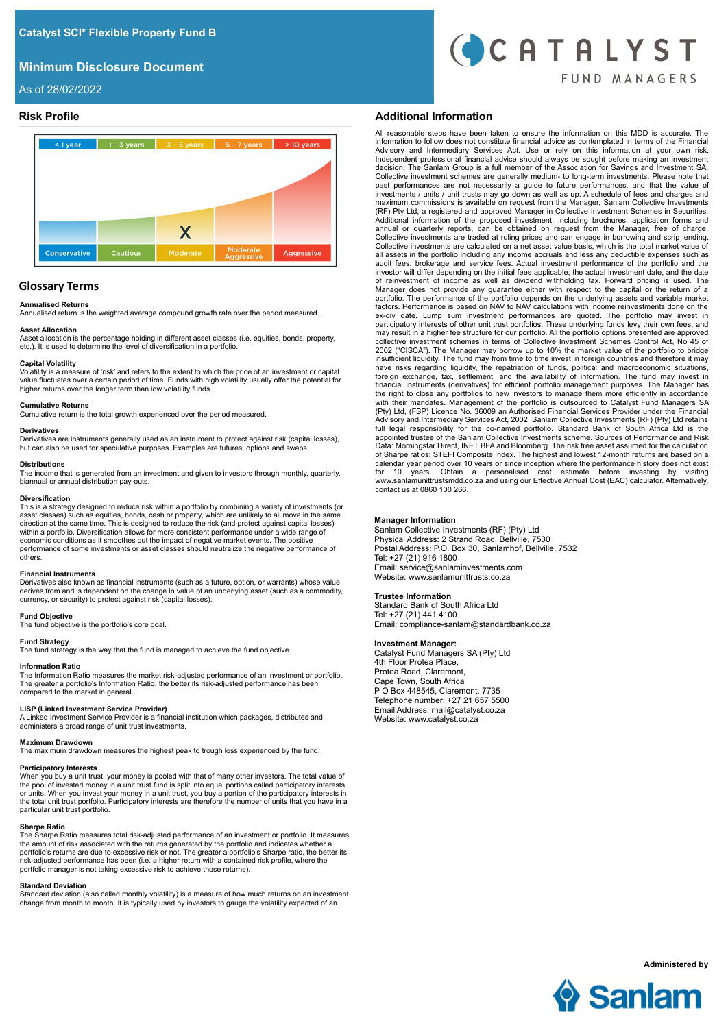# Catalyst SCI* Flexible Property Fund B

## Minimum Disclosure Document

As of 28/02/2022

CATALYST
FUND MANAGERS

## Risk Profile

< 1 year
1 - 3 years
3 - 5 years
5 - 7 years
> 10 years

X

Conservative
Cautious
Moderate
Moderate Aggressive
Aggressive

## Glossary Terms

**Annualised Returns**
Annualised return is the weighted average compound growth rate over the period measured.

**Asset Allocation**
Asset allocation is the percentage holding in different asset classes (i.e. equities, bonds, property, etc.). It is used to determine the level of diversification in a portfolio.

**Capital Volatility**
Volatility is a measure of 'risk' and refers to the extent to which the price of an investment or capital value fluctuates over a certain period of time. Funds with high volatility usually offer the potential for higher returns over the longer term than low volatility funds.

**Cumulative Returns**
Cumulative return is the total growth experienced over the period measured.

**Derivatives**
Derivatives are instruments generally used as an instrument to protect against risk (capital losses), but can also be used for speculative purposes. Examples are futures, options and swaps.

**Distributions**
The income that is generated from an investment and given to investors through monthly, quarterly, biannual or annual distribution pay-outs.

**Diversification**
This is a strategy designed to reduce risk within a portfolio by combining a variety of investments (or asset classes) such as equities, bonds, cash or property, which are unlikely to all move in the same direction at the same time. This is designed to reduce the risk (and protect against capital losses) within a portfolio. Diversification allows for more consistent performance under a wide range of economic conditions as it smoothes out the impact of negative market events. The positive performance of some investments or asset classes should neutralize the negative performance of others.

**Financial Instruments**
Derivatives also known as financial instruments (such as a future, option, or warrants) whose value derives from and is dependent on the change in value of an underlying asset (such as a commodity, currency, or security) to protect against risk (capital losses).

**Fund Objective**
The fund objective is the portfolio's core goal.

**Fund Strategy**
The fund strategy is the way that the fund is managed to achieve the fund objective.

**Information Ratio**
The Information Ratio measures the market risk-adjusted performance of an investment or portfolio. The greater a portfolio's Information Ratio, the better its risk-adjusted performance has been compared to the market in general.

**LISP (Linked Investment Service Provider)**
A Linked Investment Service Provider is a financial institution which packages, distributes and administers a broad range of unit trust investments.

**Maximum Drawdown**
The maximum drawdown measures the highest peak to trough loss experienced by the fund.

**Participatory Interests**
When you buy a unit trust, your money is pooled with that of many other investors. The total value of the pool of invested money in a unit trust fund is split into equal portions called participatory interests or units. When you invest your money in a unit trust, you buy a portion of the participatory interests in the total unit trust portfolio. Participatory interests are therefore the number of units that you have in a particular unit trust portfolio.

**Sharpe Ratio**
The Sharpe Ratio measures total risk-adjusted performance of an investment or portfolio. It measures the amount of risk associated with the returns generated by the portfolio and indicates whether a portfolio's returns are due to excessive risk or not. The greater a portfolio's Sharpe ratio, the better its risk-adjusted performance has been (i.e. a higher return with a contained risk profile, where the portfolio manager is not taking excessive risk to achieve those returns).

**Standard Deviation**
Standard deviation (also called monthly volatility) is a measure of how much returns on an investment change from month to month. It is typically used by investors to gauge the volatility expected of an

## Additional Information

All reasonable steps have been taken to ensure the information on this MDD is accurate. The information to follow does not constitute financial advice as contemplated in terms of the Financial Advisory and Intermediary Services Act. Use or rely on this information at your own risk. Independent professional financial advice should always be sought before making an investment decision. The Sanlam Group is a full member of the Association for Savings and Investment SA. Collective investment schemes are generally medium- to long-term investments. Please note that past performances are not necessarily a guide to future performances, and that the value of investments / units / unit trusts may go down as well as up. A schedule of fees and charges and maximum commissions is available on request from the Manager, Sanlam Collective Investments (RF) Pty Ltd, a registered and approved Manager in Collective Investment Schemes in Securities. Additional information of the proposed investment, including brochures, application forms and annual or quarterly reports, can be obtained on request from the Manager, free of charge. Collective investments are traded at ruling prices and can engage in borrowing and scrip lending. Collective investments are calculated on a net asset value basis, which is the total market value of all assets in the portfolio including any income accruals and less any deductible expenses such as audit fees, brokerage and service fees. Actual investment performance of the portfolio and the investor will differ depending on the initial fees applicable, the actual investment date, and the date of reinvestment of income as well as dividend withholding tax. Forward pricing is used. The Manager does not provide any guarantee either with respect to the capital or the return of a portfolio. The performance of the portfolio depends on the underlying assets and variable market factors. Performance is based on NAV to NAV calculations with income reinvestments done on the ex-div date. Lump sum investment performances are quoted. The portfolio may invest in participatory interests of other unit trust portfolios. These underlying funds levy their own fees, and may result in a higher fee structure for our portfolio. All the portfolio options presented are approved collective investment schemes in terms of Collective Investment Schemes Control Act, No 45 of 2002 ("CISCA"). The Manager may borrow up to 10% the market value of the portfolio to bridge insufficient liquidity. The fund may from time to time invest in foreign countries and therefore it may have risks regarding liquidity, the repatriation of funds, political and macroeconomic situations, foreign exchange, tax, settlement, and the availability of information. The fund may invest in financial instruments (derivatives) for efficient portfolio management purposes. The Manager has the right to close any portfolios to new investors to manage them more efficiently in accordance with their mandates. Management of the portfolio is outsourced to Catalyst Fund Managers SA (Pty) Ltd, (FSP) Licence No. 36009 an Authorised Financial Services Provider under the Financial Advisory and Intermediary Services Act, 2002. Sanlam Collective Investments (RF) (Pty) Ltd retains full legal responsibility for the co-named portfolio. Standard Bank of South Africa Ltd is the appointed trustee of the Sanlam Collective Investments scheme. Sources of Performance and Risk Data: Morningstar Direct, INET BFA and Bloomberg. The risk free asset assumed for the calculation of Sharpe ratios: STEFI Composite Index. The highest and lowest 12-month returns are based on a calendar year period over 10 years or since inception where the performance history does not exist for 10 years. Obtain a personalised cost estimate before investing by visiting www.sanlamunittrustsmdd.co.za and using our Effective Annual Cost (EAC) calculator. Alternatively, contact us at 0860 100 266.

**Manager Information**
Sanlam Collective Investments (RF) (Pty) Ltd
Physical Address: 2 Strand Road, Bellville, 7530
Postal Address: P.O. Box 30, Sanlamhof, Bellville, 7532
Tel: +27 (21) 916 1800
Email: service@sanlaminvestments.com
Website: www.sanlamunittrusts.co.za

**Trustee Information**
Standard Bank of South Africa Ltd
Tel: +27 (21) 441 4100
Email: compliance-sanlam@standardbank.co.za

**Investment Manager:**
Catalyst Fund Managers SA (Pty) Ltd
4th Floor Protea Place,
Protea Road, Claremont,
Cape Town, South Africa
P O Box 448545, Claremont, 7735
Telephone number: +27 21 657 5500
Email Address: mail@catalyst.co.za
Website: www.catalyst.co.za

**Administered by**

Sanlam